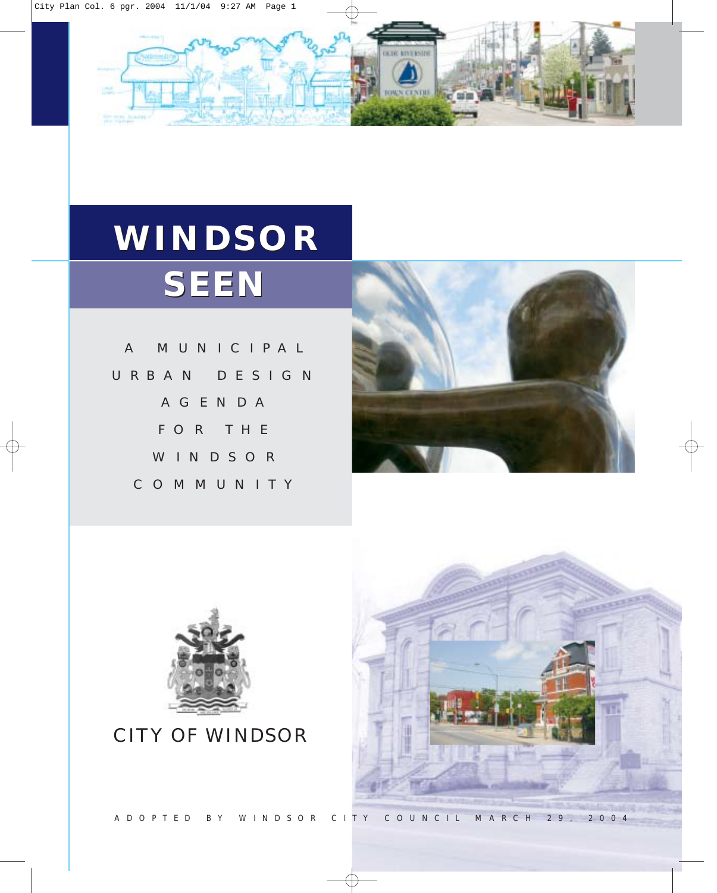# WINDSOR SEEN

A MUNICIPAL URBAN DESIGN AGENDA FOR THE WINDSOR COMMUNITY

CITY OF WINDSOR

ADOPTED BY WINDSOR CITY COUNCIL MARCH 29, 2004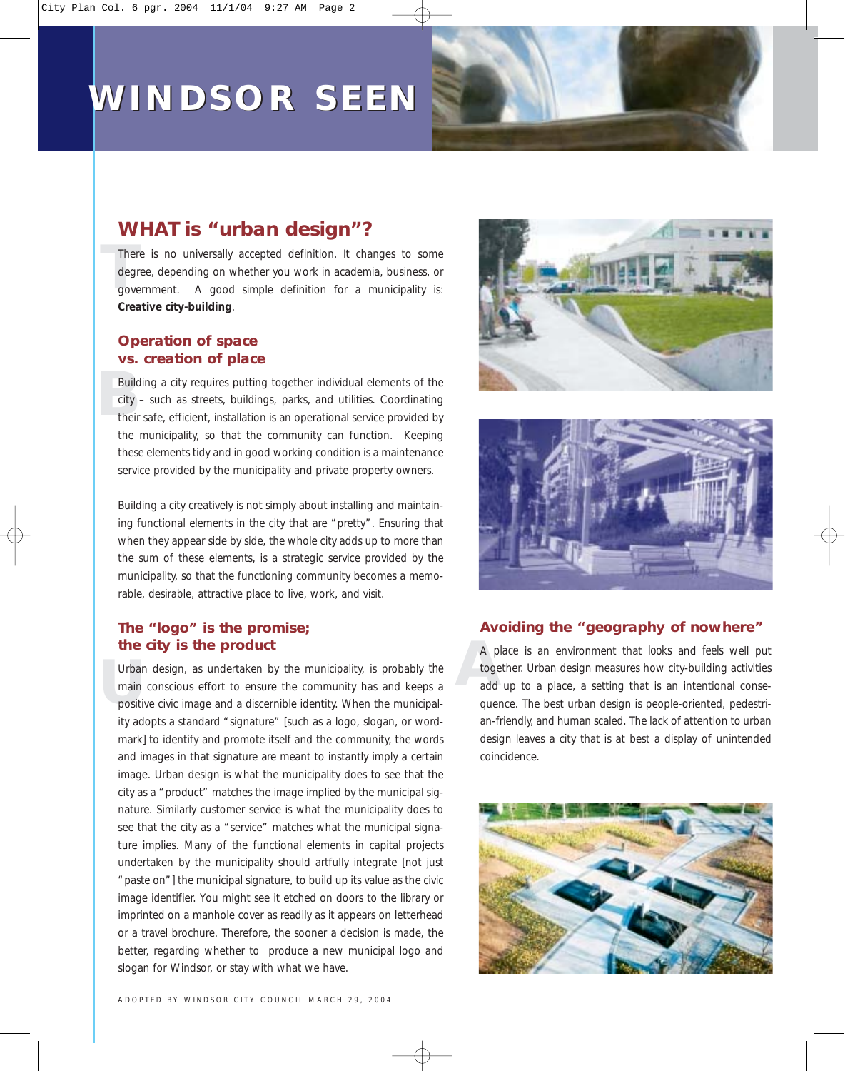# WINDSOR SEEN

## WHAT is "urban design"?

There is no universally accepted definition. It changes to some degree, depending on whether you work in academia, business, or government. A good simple definition for a municipality is: **Creative city-building**.

### Operation of space vs. creation of place

Building a city requires putting together individual elements of the city – such as streets, buildings, parks, and utilities. Coordinating their safe, efficient, installation is an operational service provided by the municipality, so that the community can function. Keeping these elements tidy and in good working condition is a maintenance service provided by the municipality and private property owners.

Building a city creatively is not simply about installing and maintaining functional elements in the city that are "pretty". Ensuring that when they appear side by side, the whole city adds up to more than the sum of these elements, is a strategic service provided by the municipality, so that the functioning community becomes a memorable, desirable, attractive place to live, work, and visit.

### The "logo" is the promise; the city is the product

Urban design, as undertaken by the municipality, is probably the main conscious effort to ensure the community has and keeps a positive civic image and a discernible identity. When the municipality adopts a standard "signature" [such as a logo, slogan, or wordmark] to identify and promote itself and the community, the words and images in that signature are meant to instantly imply a certain image. Urban design is what the municipality does to see that the city as a "product" matches the image implied by the municipal signature. Similarly customer service is what the municipality does to see that the city as a "service" matches what the municipal signature implies. Many of the functional elements in capital projects undertaken by the municipality should artfully integrate [not just "paste on"] the municipal signature, to build up its value as the civic image identifier. You might see it etched on doors to the library or imprinted on a manhole cover as readily as it appears on letterhead or a travel brochure. Therefore, the sooner a decision is made, the better, regarding whether to produce a new municipal logo and slogan for Windsor, or stay with what we have.

### Avoiding the "geography of nowhere"

A place is an environment that looks and feels well put together. Urban design measures how city-building activities add up to a place, a setting that is an intentional consequence. The best urban design is people-oriented, pedestrian-friendly, and human scaled. The lack of attention to urban design leaves a city that is at best a display of unintended coincidence.

ADOPTED BY WINDSOR CITY COUNCIL MARCH 29, 2004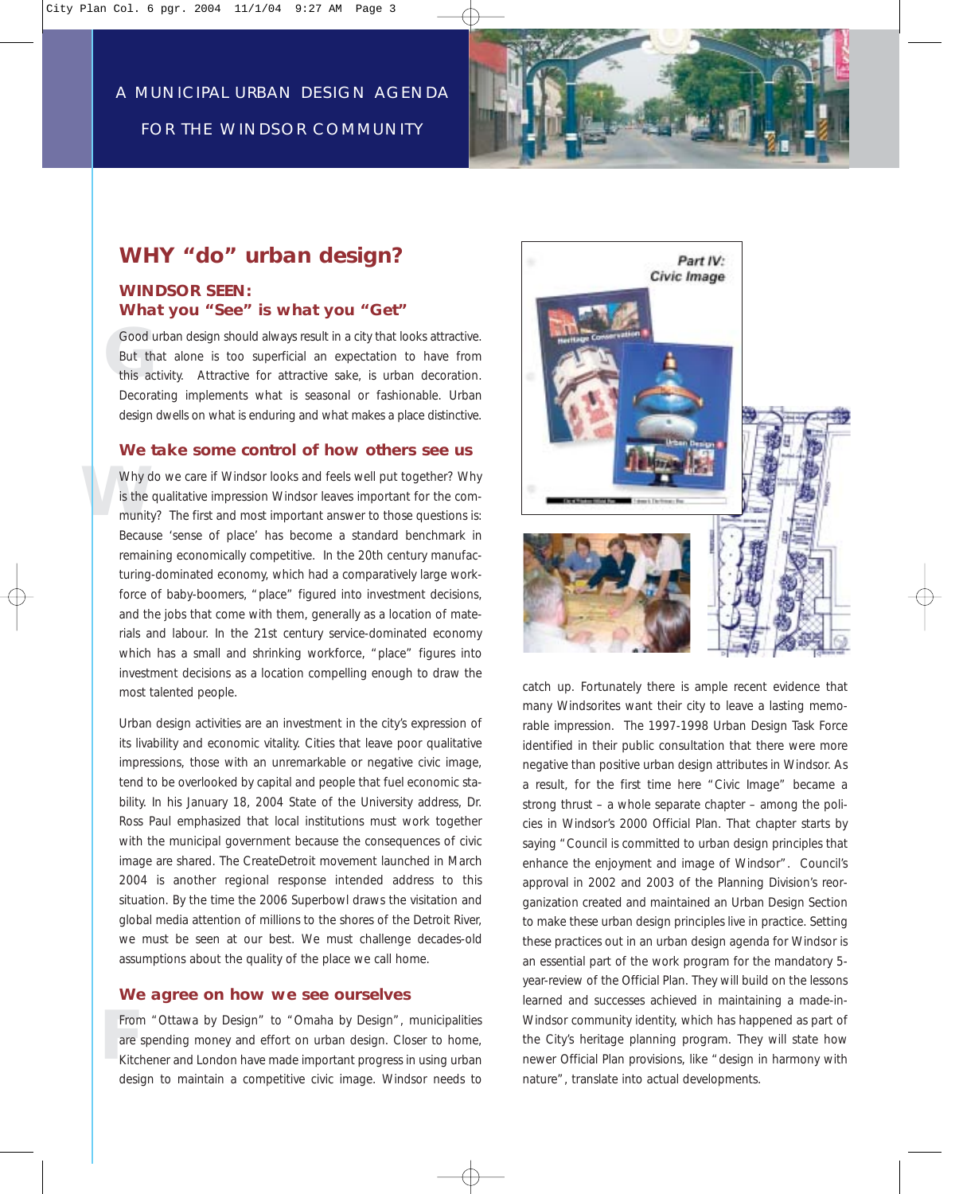A MUNICIPAL URBAN DESIGN AGENDA

FOR THE WINDSOR COMMUNITY

# WHY "do" urban design?

## WINDSOR SEEN:
## What you "See" is what you "Get"

Good urban design should always result in a city that looks attractive. But that alone is too superficial an expectation to have from this activity. Attractive for attractive sake, is urban decoration. Decorating implements what is seasonal or fashionable. Urban design dwells on what is enduring and what makes a place distinctive.

## We take some control of how others see us

Why do we care if Windsor looks and feels well put together? Why is the qualitative impression Windsor leaves important for the community? The first and most important answer to those questions is: Because 'sense of place' has become a standard benchmark in remaining economically competitive. In the 20th century manufacturing-dominated economy, which had a comparatively large workforce of baby-boomers, "place" figured into investment decisions, and the jobs that come with them, generally as a location of materials and labour. In the 21st century service-dominated economy which has a small and shrinking workforce, "place" figures into investment decisions as a location compelling enough to draw the most talented people.

Urban design activities are an investment in the city's expression of its livability and economic vitality. Cities that leave poor qualitative impressions, those with an unremarkable or negative civic image, tend to be overlooked by capital and people that fuel economic stability. In his January 18, 2004 State of the University address, Dr. Ross Paul emphasized that local institutions must work together with the municipal government because the consequences of civic image are shared. The CreateDetroit movement launched in March 2004 is another regional response intended address to this situation. By the time the 2006 Superbowl draws the visitation and global media attention of millions to the shores of the Detroit River, we must be seen at our best. We must challenge decades-old assumptions about the quality of the place we call home.

## We agree on how we see ourselves

From "Ottawa by Design" to "Omaha by Design", municipalities are spending money and effort on urban design. Closer to home, Kitchener and London have made important progress in using urban design to maintain a competitive civic image. Windsor needs to catch up. Fortunately there is ample recent evidence that many Windsorites want their city to leave a lasting memorable impression. The 1997-1998 Urban Design Task Force identified in their public consultation that there were more negative than positive urban design attributes in Windsor. As a result, for the first time here "Civic Image" became a strong thrust – a whole separate chapter – among the policies in Windsor's 2000 Official Plan. That chapter starts by saying "Council is committed to urban design principles that enhance the enjoyment and image of Windsor". Council's approval in 2002 and 2003 of the Planning Division's reorganization created and maintained an Urban Design Section to make these urban design principles live in practice. Setting these practices out in an urban design agenda for Windsor is an essential part of the work program for the mandatory 5-year-review of the Official Plan. They will build on the lessons learned and successes achieved in maintaining a made-in-Windsor community identity, which has happened as part of the City's heritage planning program. They will state how newer Official Plan provisions, like "design in harmony with nature", translate into actual developments.

Part IV: Civic Image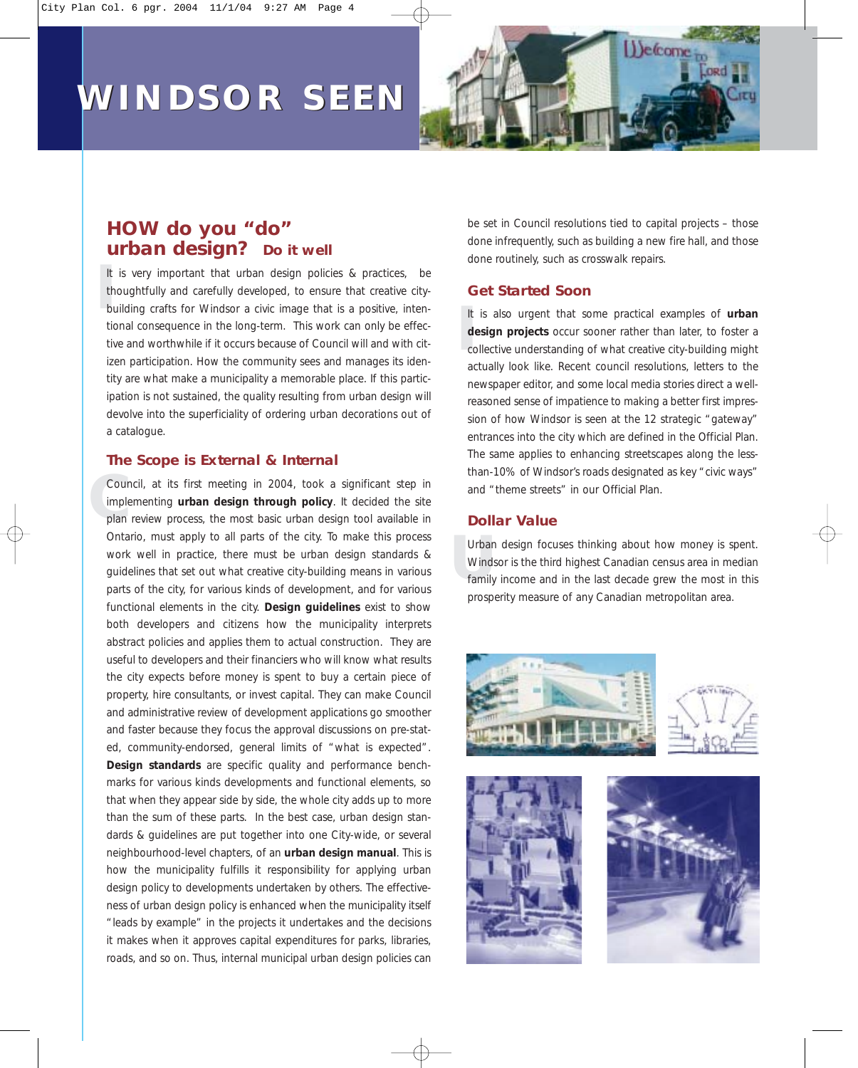# WINDSOR SEEN

## HOW do you "do" urban design? Do it well

It is very important that urban design policies & practices, be thoughtfully and carefully developed, to ensure that creative city-building crafts for Windsor a civic image that is a positive, intentional consequence in the long-term. This work can only be effective and worthwhile if it occurs because of Council will and with citizen participation. How the community sees and manages its identity are what make a municipality a memorable place. If this participation is not sustained, the quality resulting from urban design will devolve into the superficiality of ordering urban decorations out of a catalogue.

### The Scope is External & Internal

Council, at its first meeting in 2004, took a significant step in implementing **urban design through policy**. It decided the site plan review process, the most basic urban design tool available in Ontario, must apply to all parts of the city. To make this process work well in practice, there must be urban design standards & guidelines that set out what creative city-building means in various parts of the city, for various kinds of development, and for various functional elements in the city. **Design guidelines** exist to show both developers and citizens how the municipality interprets abstract policies and applies them to actual construction. They are useful to developers and their financiers who will know what results the city expects before money is spent to buy a certain piece of property, hire consultants, or invest capital. They can make Council and administrative review of development applications go smoother and faster because they focus the approval discussions on pre-stated, community-endorsed, general limits of "what is expected". **Design standards** are specific quality and performance benchmarks for various kinds developments and functional elements, so that when they appear side by side, the whole city adds up to more than the sum of these parts. In the best case, urban design standards & guidelines are put together into one City-wide, or several neighbourhood-level chapters, of an **urban design manual**. This is how the municipality fulfills it responsibility for applying urban design policy to developments undertaken by others. The effectiveness of urban design policy is enhanced when the municipality itself "leads by example" in the projects it undertakes and the decisions it makes when it approves capital expenditures for parks, libraries, roads, and so on. Thus, internal municipal urban design policies can be set in Council resolutions tied to capital projects – those done infrequently, such as building a new fire hall, and those done routinely, such as crosswalk repairs.

### Get Started Soon

It is also urgent that some practical examples of **urban design projects** occur sooner rather than later, to foster a collective understanding of what creative city-building might actually look like. Recent council resolutions, letters to the newspaper editor, and some local media stories direct a well-reasoned sense of impatience to making a better first impression of how Windsor is seen at the 12 strategic "gateway" entrances into the city which are defined in the Official Plan. The same applies to enhancing streetscapes along the less-than-10% of Windsor's roads designated as key "civic ways" and "theme streets" in our Official Plan.

### Dollar Value

Urban design focuses thinking about how money is spent. Windsor is the third highest Canadian census area in median family income and in the last decade grew the most in this prosperity measure of any Canadian metropolitan area.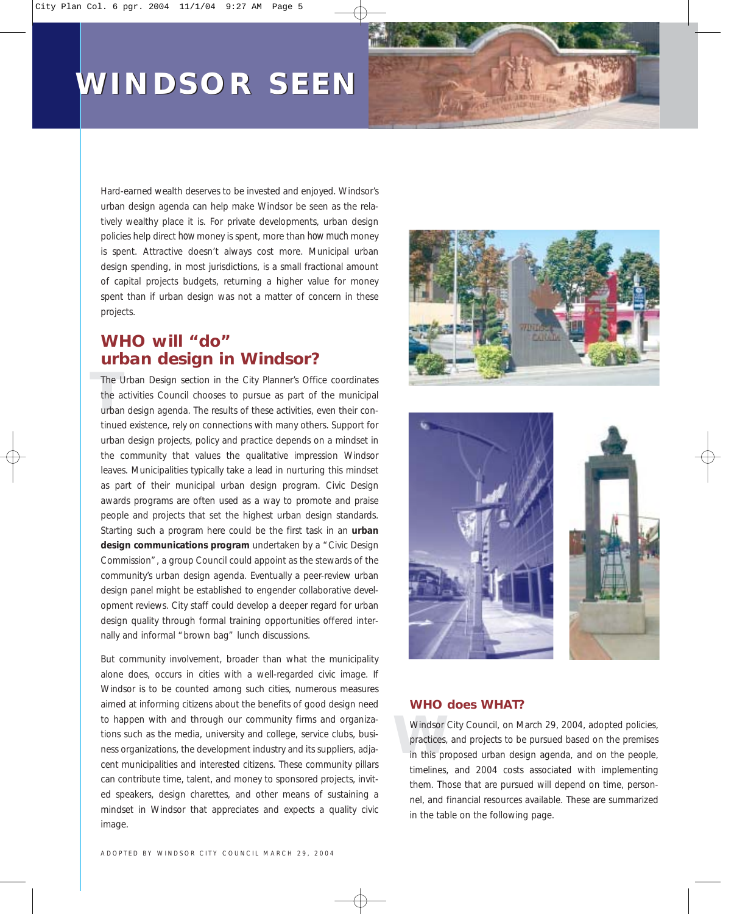# WINDSOR SEEN

Hard-earned wealth deserves to be invested and enjoyed. Windsor's urban design agenda can help make Windsor be seen as the relatively wealthy place it is. For private developments, urban design policies help direct *how* money is spent, more than *how much* money is spent. Attractive doesn't always cost more. Municipal urban design spending, in most jurisdictions, is a small fractional amount of capital projects budgets, returning a higher value for money spent than if urban design was not a matter of concern in these projects.

## WHO will "do" urban design in Windsor?

The Urban Design section in the City Planner's Office coordinates the activities Council chooses to pursue as part of the municipal urban design agenda. The results of these activities, even their continued existence, rely on connections with many others. Support for urban design projects, policy and practice depends on a mindset in the community that values the qualitative impression Windsor leaves. Municipalities typically take a lead in nurturing this mindset as part of their municipal urban design program. Civic Design awards programs are often used as a way to promote and praise people and projects that set the highest urban design standards. Starting such a program here could be the first task in an **urban design communications program** undertaken by a "Civic Design Commission", a group Council could appoint as the stewards of the community's urban design agenda. Eventually a peer-review urban design panel might be established to engender collaborative development reviews. City staff could develop a deeper regard for urban design quality through formal training opportunities offered internally and informal "brown bag" lunch discussions.

But community involvement, broader than what the municipality alone does, occurs in cities with a well-regarded civic image. If Windsor is to be counted among such cities, numerous measures aimed at informing citizens about the benefits of good design need to happen with and through our community firms and organizations such as the media, university and college, service clubs, business organizations, the development industry and its suppliers, adjacent municipalities and interested citizens. These community pillars can contribute time, talent, and money to sponsored projects, invited speakers, design charettes, and other means of sustaining a mindset in Windsor that appreciates and expects a quality civic image.

### WHO does WHAT?

Windsor City Council, on March 29, 2004, adopted policies, practices, and projects to be pursued based on the premises in this proposed urban design agenda, and on the people, timelines, and 2004 costs associated with implementing them. Those that are pursued will depend on time, personnel, and financial resources available. These are summarized in the table on the following page.

ADOPTED BY WINDSOR CITY COUNCIL MARCH 29, 2004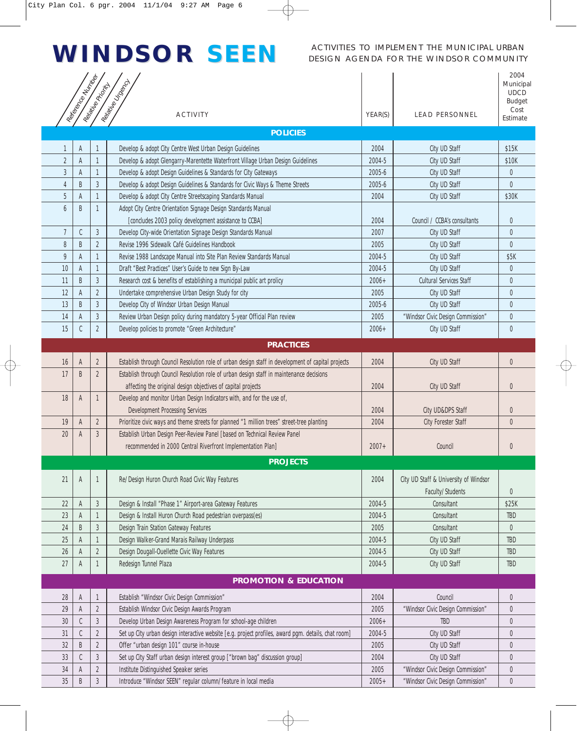# WINDSOR SEEN

ACTIVITIES TO IMPLEMENT THE MUNICIPAL URBAN DESIGN AGENDA FOR THE WINDSOR COMMUNITY

| Reference Number | Relative Priority | Relative Urgency | ACTIVITY | YEAR(S) | LEAD PERSONNEL | 2004 Municipal UDCD Budget Cost Estimate |
|---|---|---|---|---|---|---|
| | | | **POLICIES** | | | |
| 1 | A | 1 | Develop & adopt City Centre West Urban Design Guidelines | 2004 | City UD Staff | $15K |
| 2 | A | 1 | Develop & adopt Glengarry-Marentette Waterfront Village Urban Design Guidelines | 2004-5 | City UD Staff | $10K |
| 3 | A | 1 | Develop & adopt Design Guidelines & Standards for City Gateways | 2005-6 | City UD Staff | 0 |
| 4 | B | 3 | Develop & adopt Design Guidelines & Standards for Civic Ways & Theme Streets | 2005-6 | City UD Staff | 0 |
| 5 | A | 1 | Develop & adopt City Centre Streetscaping Standards Manual | 2004 | City UD Staff | $30K |
| 6 | B | 1 | Adopt City Centre Orientation Signage Design Standards Manual [concludes 2003 policy development assistance to CCBA] | 2004 | Council / CCBA's consultants | 0 |
| 7 | C | 3 | Develop City-wide Orientation Signage Design Standards Manual | 2007 | City UD Staff | 0 |
| 8 | B | 2 | Revise 1996 Sidewalk Café Guidelines Handbook | 2005 | City UD Staff | 0 |
| 9 | A | 1 | Revise 1988 Landscape Manual into Site Plan Review Standards Manual | 2004-5 | City UD Staff | $5K |
| 10 | A | 1 | Draft "Best Practices" User's Guide to new Sign By-Law | 2004-5 | City UD Staff | 0 |
| 11 | B | 3 | Research cost & benefits of establishing a municipal public art prolicy | 2006+ | Cultural Services Staff | 0 |
| 12 | A | 2 | Undertake comprehensive Urban Design Study for city | 2005 | City UD Staff | 0 |
| 13 | B | 3 | Develop City of Windsor Urban Design Manual | 2005-6 | City UD Staff | 0 |
| 14 | A | 3 | Review Urban Design policy during mandatory 5-year Official Plan review | 2005 | "Windsor Civic Design Commission" | 0 |
| 15 | C | 2 | Develop policies to promote "Green Architecture" | 2006+ | City UD Staff | 0 |
| | | | **PRACTICES** | | | |
| 16 | A | 2 | Establish through Council Resolution role of urban design staff in development of capital projects | 2004 | City UD Staff | 0 |
| 17 | B | 2 | Establish through Council Resolution role of urban design staff in maintenance decisions affecting the original design objectives of capital projects | 2004 | City UD Staff | 0 |
| 18 | A | 1 | Develop and monitor Urban Design Indicators with, and for the use of, Development Processing Services | 2004 | City UD&DPS Staff | 0 |
| 19 | A | 2 | Prioritize civic ways and theme streets for planned "1 million trees" street-tree planting | 2004 | City Forester Staff | 0 |
| 20 | A | 3 | Establish Urban Design Peer-Review Panel [based on Technical Review Panel recommended in 2000 Central Riverfront Implementation Plan] | 2007+ | Council | 0 |
| | | | **PROJECTS** | | | |
| 21 | A | 1 | Re/Design Huron Church Road Civic Way Features | 2004 | City UD Staff & University of Windsor Faculty/Students | 0 |
| 22 | A | 3 | Design & Install "Phase 1" Airport-area Gateway Features | 2004-5 | Consultant | $25K |
| 23 | A | 1 | Design & Install Huron Church Road pedestrian overpass(es) | 2004-5 | Consultant | TBD |
| 24 | B | 3 | Design Train Station Gateway Features | 2005 | Consultant | 0 |
| 25 | A | 1 | Design Walker-Grand Marais Railway Underpass | 2004-5 | City UD Staff | TBD |
| 26 | A | 2 | Design Dougall-Ouellette Civic Way Features | 2004-5 | City UD Staff | TBD |
| 27 | A | 1 | Redesign Tunnel Plaza | 2004-5 | City UD Staff | TBD |
| | | | **PROMOTION & EDUCATION** | | | |
| 28 | A | 1 | Establish "Windsor Civic Design Commission" | 2004 | Council | 0 |
| 29 | A | 2 | Establish Windsor Civic Design Awards Program | 2005 | "Windsor Civic Design Commission" | 0 |
| 30 | C | 3 | Develop Urban Design Awareness Program for school-age children | 2006+ | TBD | 0 |
| 31 | C | 2 | Set up City urban design interactive website [e.g. project profiles, award pgm. details, chat room] | 2004-5 | City UD Staff | 0 |
| 32 | B | 2 | Offer "urban design 101" course in-house | 2005 | City UD Staff | 0 |
| 33 | C | 3 | Set up City Staff urban design interest group ["brown bag" discussion group] | 2004 | City UD Staff | 0 |
| 34 | A | 2 | Institute Distinguished Speaker series | 2005 | "Windsor Civic Design Commission" | 0 |
| 35 | B | 3 | Introduce "Windsor SEEN" regular column/feature in local media | 2005+ | "Windsor Civic Design Commission" | 0 |